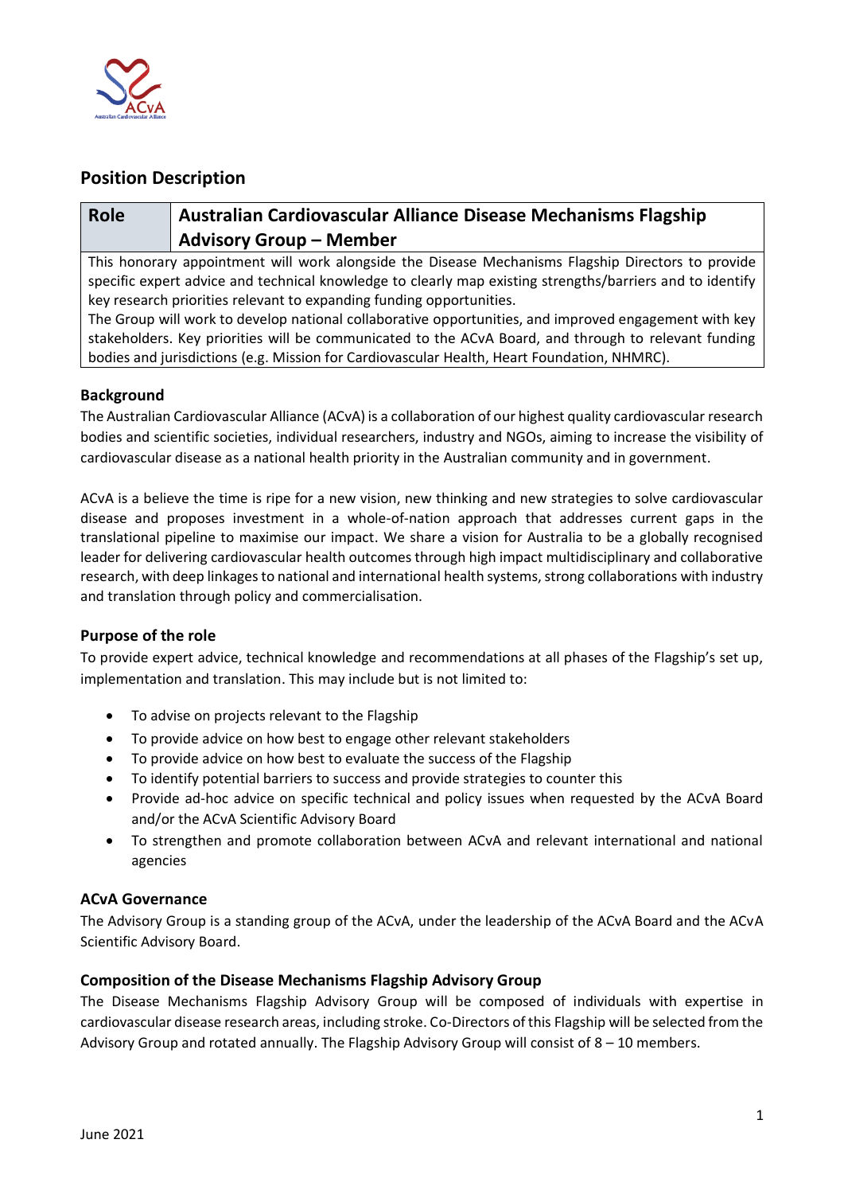## Position Description

| Role | Australian Cardiovascular Alliance Disease Mechanisms Flagship Advisory Group – Member |
|---|---|
| This honorary appointment will work alongside the Disease Mechanisms Flagship Directors to provide specific expert advice and technical knowledge to clearly map existing strengths/barriers and to identify key research priorities relevant to expanding funding opportunities.<br>The Group will work to develop national collaborative opportunities, and improved engagement with key stakeholders. Key priorities will be communicated to the ACvA Board, and through to relevant funding bodies and jurisdictions (e.g. Mission for Cardiovascular Health, Heart Foundation, NHMRC). | |

### Background

The Australian Cardiovascular Alliance (ACvA) is a collaboration of our highest quality cardiovascular research bodies and scientific societies, individual researchers, industry and NGOs, aiming to increase the visibility of cardiovascular disease as a national health priority in the Australian community and in government.

ACvA is a believe the time is ripe for a new vision, new thinking and new strategies to solve cardiovascular disease and proposes investment in a whole-of-nation approach that addresses current gaps in the translational pipeline to maximise our impact. We share a vision for Australia to be a globally recognised leader for delivering cardiovascular health outcomes through high impact multidisciplinary and collaborative research, with deep linkages to national and international health systems, strong collaborations with industry and translation through policy and commercialisation.

### Purpose of the role

To provide expert advice, technical knowledge and recommendations at all phases of the Flagship's set up, implementation and translation. This may include but is not limited to:

- To advise on projects relevant to the Flagship
- To provide advice on how best to engage other relevant stakeholders
- To provide advice on how best to evaluate the success of the Flagship
- To identify potential barriers to success and provide strategies to counter this
- Provide ad-hoc advice on specific technical and policy issues when requested by the ACvA Board and/or the ACvA Scientific Advisory Board
- To strengthen and promote collaboration between ACvA and relevant international and national agencies

### ACvA Governance

The Advisory Group is a standing group of the ACvA, under the leadership of the ACvA Board and the ACvA Scientific Advisory Board.

### Composition of the Disease Mechanisms Flagship Advisory Group

The Disease Mechanisms Flagship Advisory Group will be composed of individuals with expertise in cardiovascular disease research areas, including stroke. Co-Directors of this Flagship will be selected from the Advisory Group and rotated annually. The Flagship Advisory Group will consist of 8 – 10 members.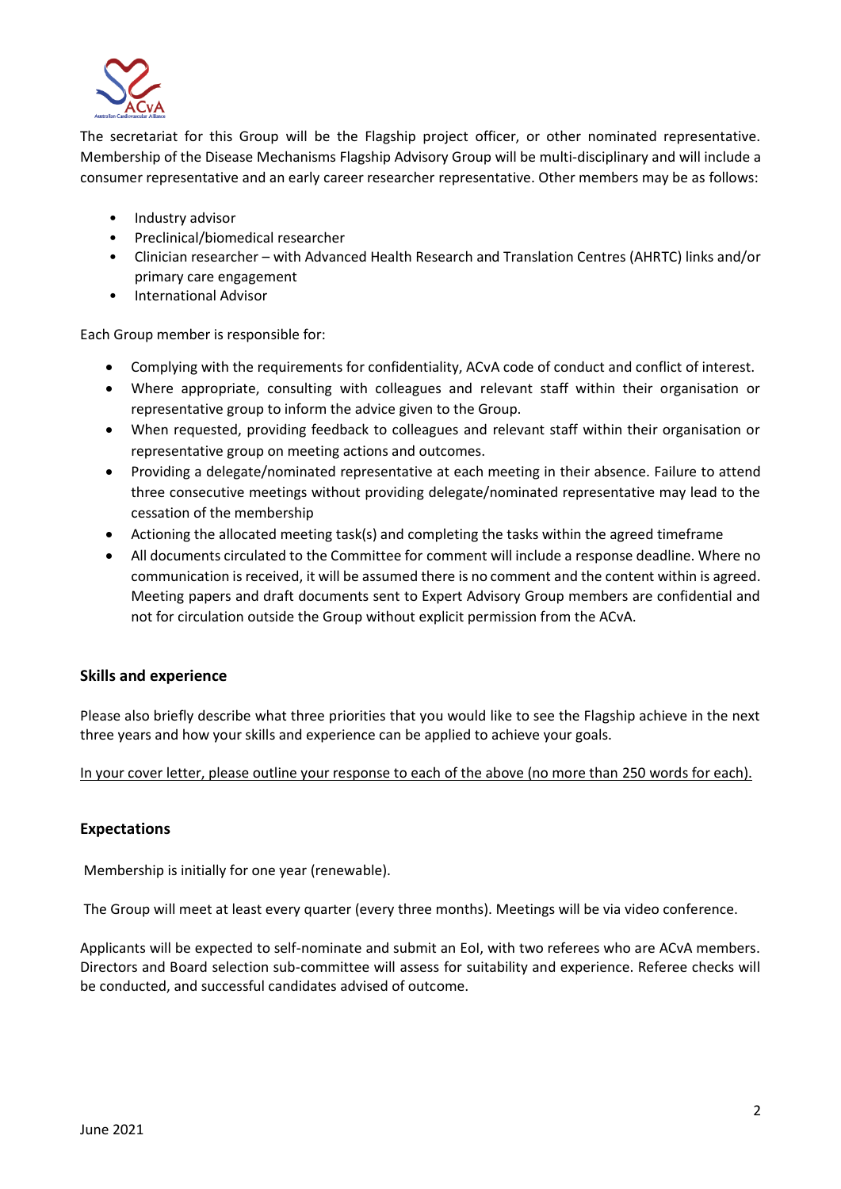The secretariat for this Group will be the Flagship project officer, or other nominated representative. Membership of the Disease Mechanisms Flagship Advisory Group will be multi-disciplinary and will include a consumer representative and an early career researcher representative. Other members may be as follows:

- Industry advisor
- Preclinical/biomedical researcher
- Clinician researcher – with Advanced Health Research and Translation Centres (AHRTC) links and/or primary care engagement
- International Advisor

Each Group member is responsible for:

- Complying with the requirements for confidentiality, ACvA code of conduct and conflict of interest.
- Where appropriate, consulting with colleagues and relevant staff within their organisation or representative group to inform the advice given to the Group.
- When requested, providing feedback to colleagues and relevant staff within their organisation or representative group on meeting actions and outcomes.
- Providing a delegate/nominated representative at each meeting in their absence. Failure to attend three consecutive meetings without providing delegate/nominated representative may lead to the cessation of the membership
- Actioning the allocated meeting task(s) and completing the tasks within the agreed timeframe
- All documents circulated to the Committee for comment will include a response deadline. Where no communication is received, it will be assumed there is no comment and the content within is agreed. Meeting papers and draft documents sent to Expert Advisory Group members are confidential and not for circulation outside the Group without explicit permission from the ACvA.

### Skills and experience

Please also briefly describe what three priorities that you would like to see the Flagship achieve in the next three years and how your skills and experience can be applied to achieve your goals.

In your cover letter, please outline your response to each of the above (no more than 250 words for each).

### Expectations

Membership is initially for one year (renewable).

The Group will meet at least every quarter (every three months). Meetings will be via video conference.

Applicants will be expected to self-nominate and submit an EoI, with two referees who are ACvA members. Directors and Board selection sub-committee will assess for suitability and experience. Referee checks will be conducted, and successful candidates advised of outcome.